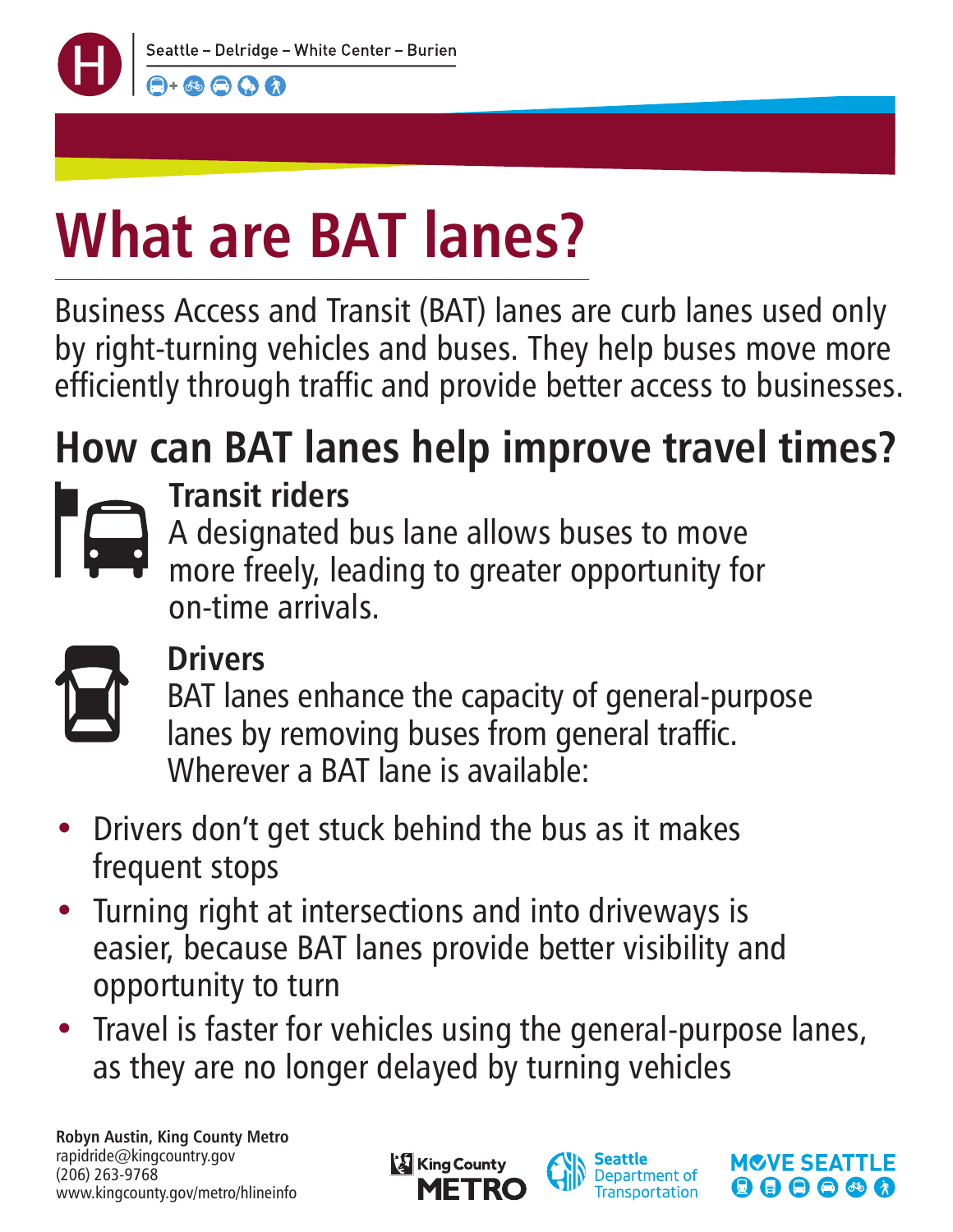Seattle – Delridge – White Center – Burien

# What are BAT lanes?

Business Access and Transit (BAT) lanes are curb lanes used only by right-turning vehicles and buses. They help buses move more efficiently through traffic and provide better access to businesses.

## How can BAT lanes help improve travel times?

### Transit riders

A designated bus lane allows buses to move more freely, leading to greater opportunity for on-time arrivals.

### Drivers

BAT lanes enhance the capacity of general-purpose lanes by removing buses from general traffic. Wherever a BAT lane is available:

- Drivers don't get stuck behind the bus as it makes frequent stops
- Turning right at intersections and into driveways is easier, because BAT lanes provide better visibility and opportunity to turn
- Travel is faster for vehicles using the general-purpose lanes, as they are no longer delayed by turning vehicles

**Robyn Austin, King County Metro**
rapidride@kingcountry.gov
(206) 263-9768
www.kingcounty.gov/metro/hlineinfo

King County METRO | Seattle Department of Transportation | MOVE SEATTLE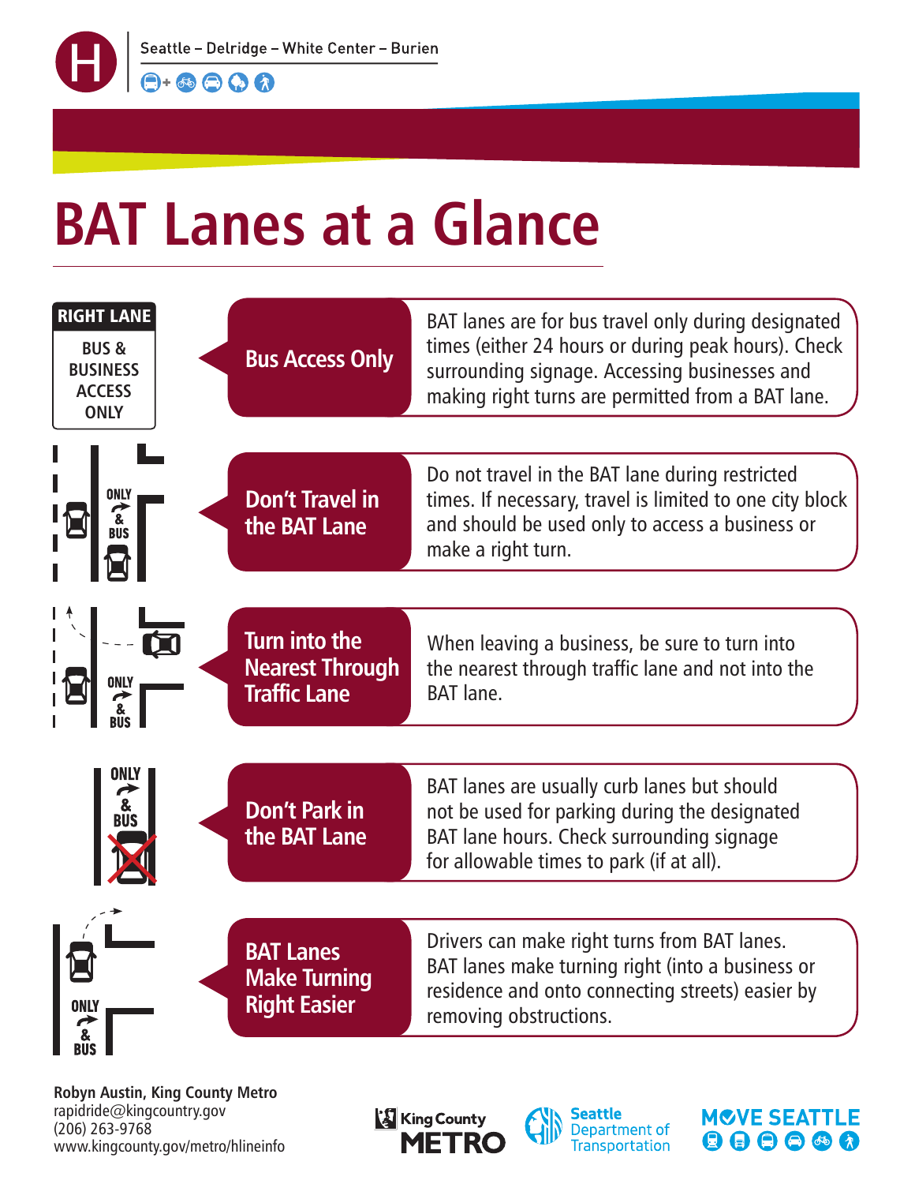Seattle – Delridge – White Center – Burien

# BAT Lanes at a Glance

**RIGHT LANE**
BUS & BUSINESS ACCESS ONLY

## Bus Access Only

BAT lanes are for bus travel only during designated times (either 24 hours or during peak hours). Check surrounding signage. Accessing businesses and making right turns are permitted from a BAT lane.

## Don't Travel in the BAT Lane

Do not travel in the BAT lane during restricted times. If necessary, travel is limited to one city block and should be used only to access a business or make a right turn.

## Turn into the Nearest Through Traffic Lane

When leaving a business, be sure to turn into the nearest through traffic lane and not into the BAT lane.

## Don't Park in the BAT Lane

BAT lanes are usually curb lanes but should not be used for parking during the designated BAT lane hours. Check surrounding signage for allowable times to park (if at all).

## BAT Lanes Make Turning Right Easier

Drivers can make right turns from BAT lanes. BAT lanes make turning right (into a business or residence and onto connecting streets) easier by removing obstructions.

**Robyn Austin, King County Metro**
rapidride@kingcountry.gov
(206) 263-9768
www.kingcounty.gov/metro/hlineinfo

King County METRO | Seattle Department of Transportation | MOVE SEATTLE